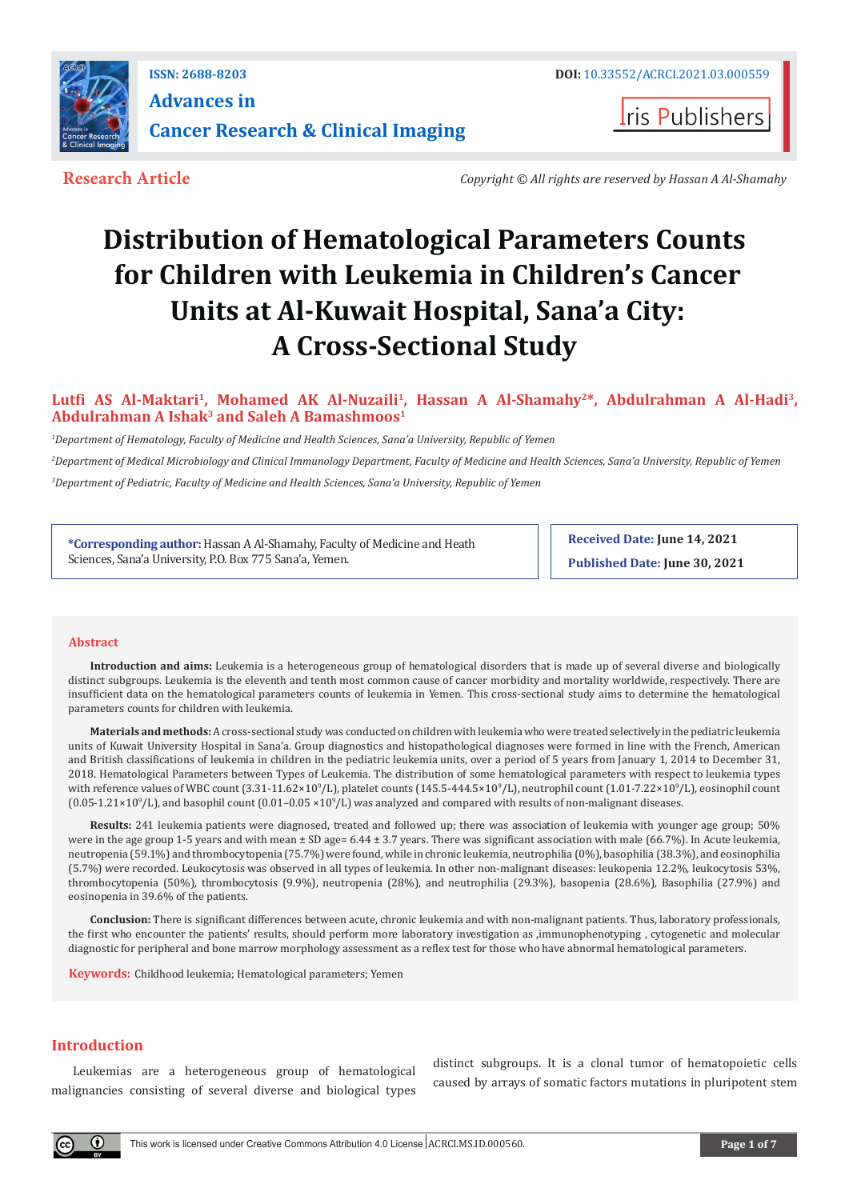Research Article

Copyright © All rights are reserved by Hassan A Al-Shamahy

# Distribution of Hematological Parameters Counts for Children with Leukemia in Children's Cancer Units at Al-Kuwait Hospital, Sana'a City: A Cross-Sectional Study

**Lutfi AS Al-Maktari[1], Mohamed AK Al-Nuzaili[1], Hassan A Al-Shamahy[2]*, Abdulrahman A Al-Hadi[3], Abdulrahman A Ishak[3] and Saleh A Bamashmoos[1]**

*[1]Department of Hematology, Faculty of Medicine and Health Sciences, Sana'a University, Republic of Yemen*

*[2]Department of Medical Microbiology and Clinical Immunology Department, Faculty of Medicine and Health Sciences, Sana'a University, Republic of Yemen*

*[3]Department of Pediatric, Faculty of Medicine and Health Sciences, Sana'a University, Republic of Yemen*

**\*Corresponding author:** Hassan A Al-Shamahy, Faculty of Medicine and Heath Sciences, Sana'a University, P.O. Box 775 Sana'a, Yemen.

**Received Date:** June 14, 2021

**Published Date:** June 30, 2021

## Abstract

**Introduction and aims:** Leukemia is a heterogeneous group of hematological disorders that is made up of several diverse and biologically distinct subgroups. Leukemia is the eleventh and tenth most common cause of cancer morbidity and mortality worldwide, respectively. There are insufficient data on the hematological parameters counts of leukemia in Yemen. This cross-sectional study aims to determine the hematological parameters counts for children with leukemia.

**Materials and methods:** A cross-sectional study was conducted on children with leukemia who were treated selectively in the pediatric leukemia units of Kuwait University Hospital in Sana'a. Group diagnostics and histopathological diagnoses were formed in line with the French, American and British classifications of leukemia in children in the pediatric leukemia units, over a period of 5 years from January 1, 2014 to December 31, 2018. Hematological Parameters between Types of Leukemia. The distribution of some hematological parameters with respect to leukemia types with reference values of WBC count (3.31-11.62×$10^9$/L), platelet counts (145.5-444.5×$10^9$/L), neutrophil count (1.01-7.22×$10^9$/L), eosinophil count (0.05-1.21×$10^9$/L), and basophil count (0.01–0.05 ×$10^9$/L) was analyzed and compared with results of non-malignant diseases.

**Results:** 241 leukemia patients were diagnosed, treated and followed up; there was association of leukemia with younger age group; 50% were in the age group 1-5 years and with mean ± SD age= 6.44 ± 3.7 years. There was significant association with male (66.7%). In Acute leukemia, neutropenia (59.1%) and thrombocytopenia (75.7%) were found, while in chronic leukemia, neutrophilia (0%), basophilia (38.3%), and eosinophilia (5.7%) were recorded. Leukocytosis was observed in all types of leukemia. In other non-malignant diseases: leukopenia 12.2%, leukocytosis 53%, thrombocytopenia (50%), thrombocytosis (9.9%), neutropenia (28%), and neutrophilia (29.3%), basopenia (28.6%), Basophilia (27.9%) and eosinopenia in 39.6% of the patients.

**Conclusion:** There is significant differences between acute, chronic leukemia and with non-malignant patients. Thus, laboratory professionals, the first who encounter the patients' results, should perform more laboratory investigation as ,immunophenotyping , cytogenetic and molecular diagnostic for peripheral and bone marrow morphology assessment as a reflex test for those who have abnormal hematological parameters.

**Keywords:** Childhood leukemia; Hematological parameters; Yemen

## Introduction

Leukemias are a heterogeneous group of hematological malignancies consisting of several diverse and biological types distinct subgroups. It is a clonal tumor of hematopoietic cells caused by arrays of somatic factors mutations in pluripotent stem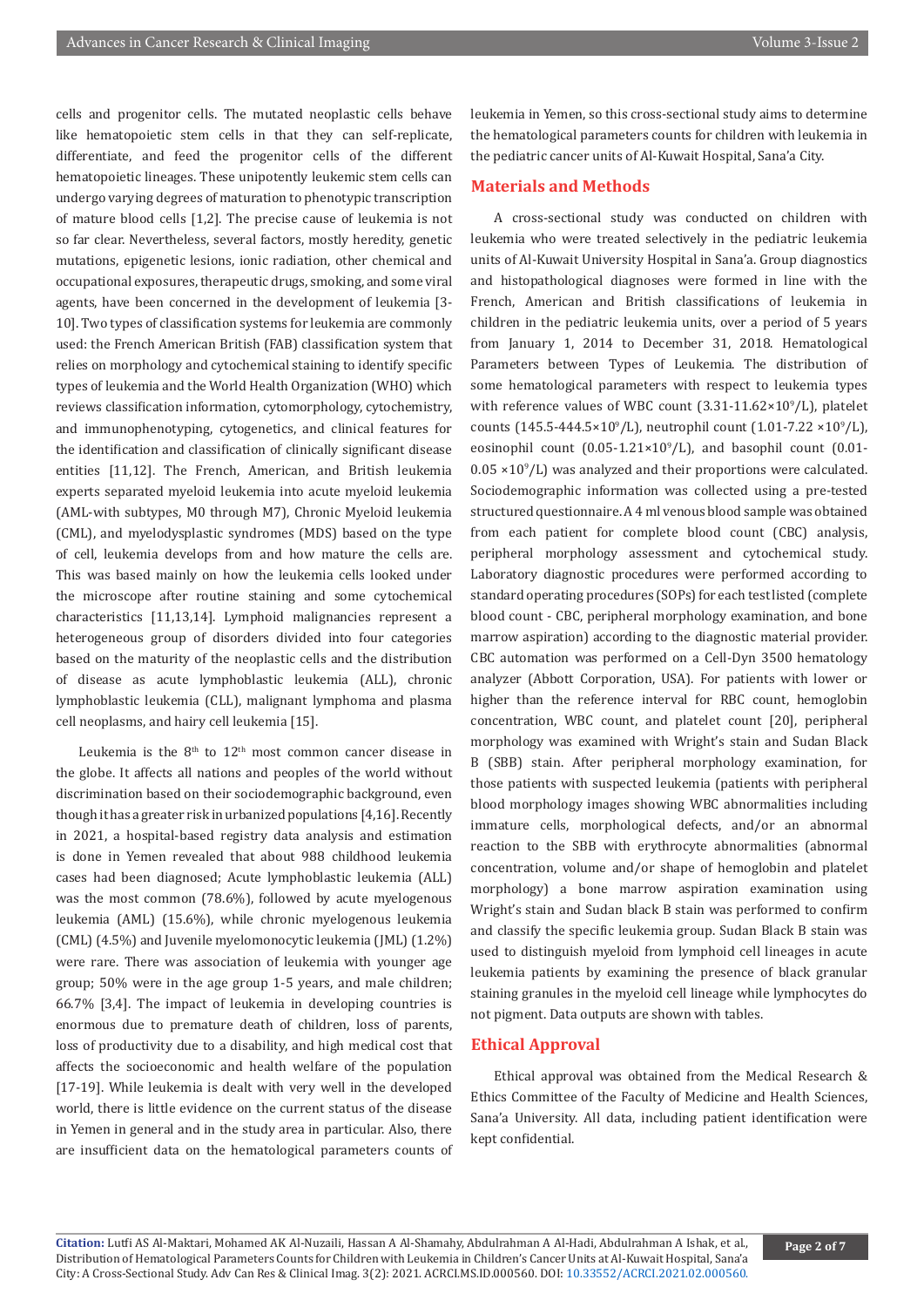cells and progenitor cells. The mutated neoplastic cells behave like hematopoietic stem cells in that they can self-replicate, differentiate, and feed the progenitor cells of the different hematopoietic lineages. These unipotently leukemic stem cells can undergo varying degrees of maturation to phenotypic transcription of mature blood cells [1,2]. The precise cause of leukemia is not so far clear. Nevertheless, several factors, mostly heredity, genetic mutations, epigenetic lesions, ionic radiation, other chemical and occupational exposures, therapeutic drugs, smoking, and some viral agents, have been concerned in the development of leukemia [3-10]. Two types of classification systems for leukemia are commonly used: the French American British (FAB) classification system that relies on morphology and cytochemical staining to identify specific types of leukemia and the World Health Organization (WHO) which reviews classification information, cytomorphology, cytochemistry, and immunophenotyping, cytogenetics, and clinical features for the identification and classification of clinically significant disease entities [11,12]. The French, American, and British leukemia experts separated myeloid leukemia into acute myeloid leukemia (AML-with subtypes, M0 through M7), Chronic Myeloid leukemia (CML), and myelodysplastic syndromes (MDS) based on the type of cell, leukemia develops from and how mature the cells are. This was based mainly on how the leukemia cells looked under the microscope after routine staining and some cytochemical characteristics [11,13,14]. Lymphoid malignancies represent a heterogeneous group of disorders divided into four categories based on the maturity of the neoplastic cells and the distribution of disease as acute lymphoblastic leukemia (ALL), chronic lymphoblastic leukemia (CLL), malignant lymphoma and plasma cell neoplasms, and hairy cell leukemia [15].

Leukemia is the $8^{th}$ to $12^{th}$ most common cancer disease in the globe. It affects all nations and peoples of the world without discrimination based on their sociodemographic background, even though it has a greater risk in urbanized populations [4,16]. Recently in 2021, a hospital-based registry data analysis and estimation is done in Yemen revealed that about 988 childhood leukemia cases had been diagnosed; Acute lymphoblastic leukemia (ALL) was the most common (78.6%), followed by acute myelogenous leukemia (AML) (15.6%), while chronic myelogenous leukemia (CML) (4.5%) and Juvenile myelomonocytic leukemia (JML) (1.2%) were rare. There was association of leukemia with younger age group; 50% were in the age group 1-5 years, and male children; 66.7% [3,4]. The impact of leukemia in developing countries is enormous due to premature death of children, loss of parents, loss of productivity due to a disability, and high medical cost that affects the socioeconomic and health welfare of the population [17-19]. While leukemia is dealt with very well in the developed world, there is little evidence on the current status of the disease in Yemen in general and in the study area in particular. Also, there are insufficient data on the hematological parameters counts of leukemia in Yemen, so this cross-sectional study aims to determine the hematological parameters counts for children with leukemia in the pediatric cancer units of Al-Kuwait Hospital, Sana'a City.

## Materials and Methods

A cross-sectional study was conducted on children with leukemia who were treated selectively in the pediatric leukemia units of Al-Kuwait University Hospital in Sana'a. Group diagnostics and histopathological diagnoses were formed in line with the French, American and British classifications of leukemia in children in the pediatric leukemia units, over a period of 5 years from January 1, 2014 to December 31, 2018. Hematological Parameters between Types of Leukemia. The distribution of some hematological parameters with respect to leukemia types with reference values of WBC count ($3.31\text{-}11.62\times10^9$/L), platelet counts ($145.5\text{-}444.5\times10^9$/L), neutrophil count ($1.01\text{-}7.22\times10^9$/L), eosinophil count ($0.05\text{-}1.21\times10^9$/L), and basophil count ($0.01\text{-}0.05\times10^9$/L) was analyzed and their proportions were calculated. Sociodemographic information was collected using a pre-tested structured questionnaire. A 4 ml venous blood sample was obtained from each patient for complete blood count (CBC) analysis, peripheral morphology assessment and cytochemical study. Laboratory diagnostic procedures were performed according to standard operating procedures (SOPs) for each test listed (complete blood count - CBC, peripheral morphology examination, and bone marrow aspiration) according to the diagnostic material provider. CBC automation was performed on a Cell-Dyn 3500 hematology analyzer (Abbott Corporation, USA). For patients with lower or higher than the reference interval for RBC count, hemoglobin concentration, WBC count, and platelet count [20], peripheral morphology was examined with Wright's stain and Sudan Black B (SBB) stain. After peripheral morphology examination, for those patients with suspected leukemia (patients with peripheral blood morphology images showing WBC abnormalities including immature cells, morphological defects, and/or an abnormal reaction to the SBB with erythrocyte abnormalities (abnormal concentration, volume and/or shape of hemoglobin and platelet morphology) a bone marrow aspiration examination using Wright's stain and Sudan black B stain was performed to confirm and classify the specific leukemia group. Sudan Black B stain was used to distinguish myeloid from lymphoid cell lineages in acute leukemia patients by examining the presence of black granular staining granules in the myeloid cell lineage while lymphocytes do not pigment. Data outputs are shown with tables.

## Ethical Approval

Ethical approval was obtained from the Medical Research & Ethics Committee of the Faculty of Medicine and Health Sciences, Sana'a University. All data, including patient identification were kept confidential.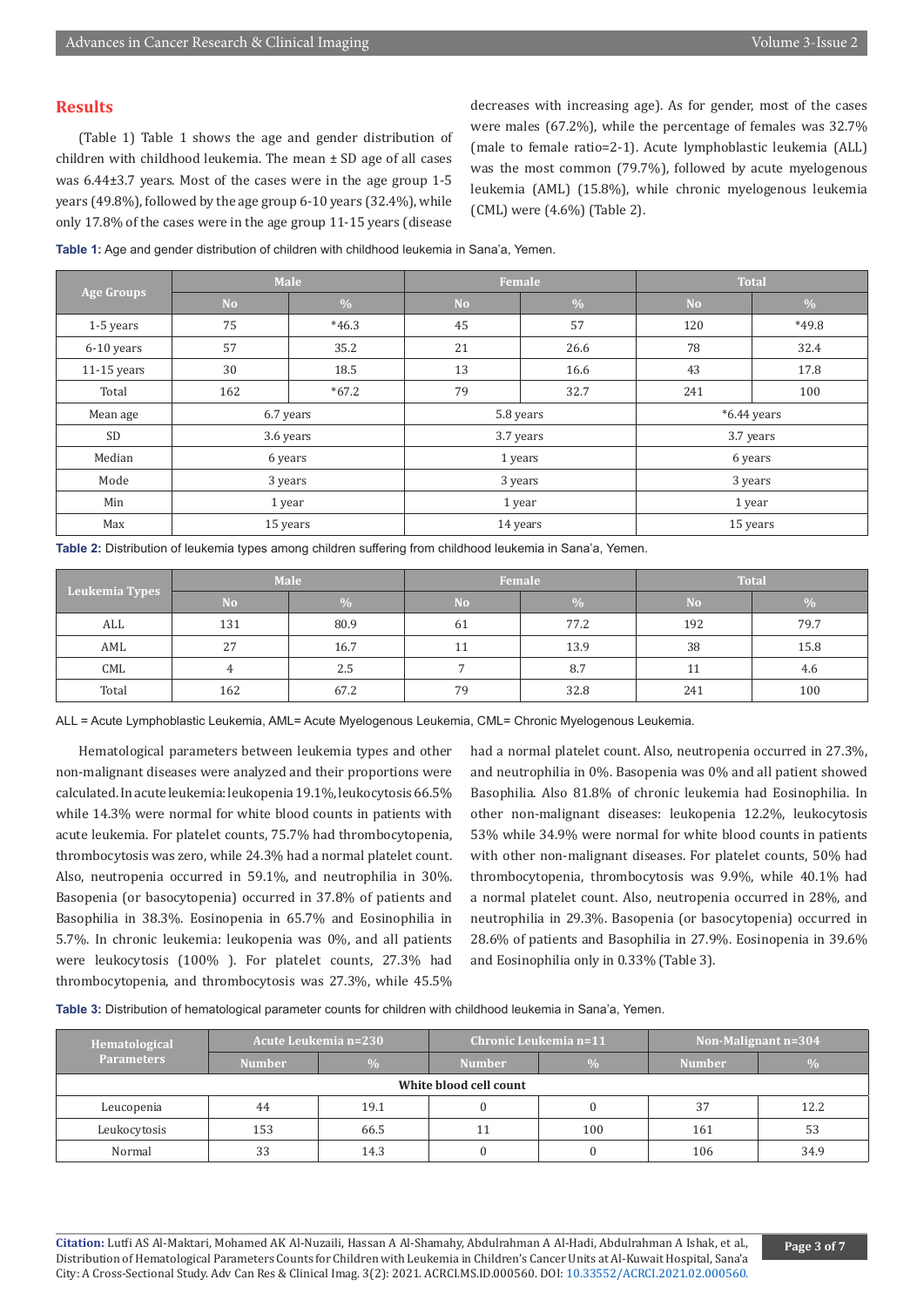## Results

(Table 1) Table 1 shows the age and gender distribution of children with childhood leukemia. The mean ± SD age of all cases was 6.44±3.7 years. Most of the cases were in the age group 1-5 years (49.8%), followed by the age group 6-10 years (32.4%), while only 17.8% of the cases were in the age group 11-15 years (disease decreases with increasing age). As for gender, most of the cases were males (67.2%), while the percentage of females was 32.7% (male to female ratio=2-1). Acute lymphoblastic leukemia (ALL) was the most common (79.7%), followed by acute myelogenous leukemia (AML) (15.8%), while chronic myelogenous leukemia (CML) were (4.6%) (Table 2).

**Table 1:** Age and gender distribution of children with childhood leukemia in Sana'a, Yemen.

| Age Groups | Male | | Female | | Total | |
|---|---|---|---|---|---|---|
| | No | % | No | % | No | % |
| 1-5 years | 75 | *46.3 | 45 | 57 | 120 | *49.8 |
| 6-10 years | 57 | 35.2 | 21 | 26.6 | 78 | 32.4 |
| 11-15 years | 30 | 18.5 | 13 | 16.6 | 43 | 17.8 |
| Total | 162 | *67.2 | 79 | 32.7 | 241 | 100 |
| Mean age | 6.7 years | | 5.8 years | | *6.44 years | |
| SD | 3.6 years | | 3.7 years | | 3.7 years | |
| Median | 6 years | | 1 years | | 6 years | |
| Mode | 3 years | | 3 years | | 3 years | |
| Min | 1 year | | 1 year | | 1 year | |
| Max | 15 years | | 14 years | | 15 years | |

**Table 2:** Distribution of leukemia types among children suffering from childhood leukemia in Sana'a, Yemen.

| Leukemia Types | Male | | Female | | Total | |
|---|---|---|---|---|---|---|
| | No | % | No | % | No | % |
| ALL | 131 | 80.9 | 61 | 77.2 | 192 | 79.7 |
| AML | 27 | 16.7 | 11 | 13.9 | 38 | 15.8 |
| CML | 4 | 2.5 | 7 | 8.7 | 11 | 4.6 |
| Total | 162 | 67.2 | 79 | 32.8 | 241 | 100 |

ALL = Acute Lymphoblastic Leukemia, AML= Acute Myelogenous Leukemia, CML= Chronic Myelogenous Leukemia.

Hematological parameters between leukemia types and other non-malignant diseases were analyzed and their proportions were calculated. In acute leukemia: leukopenia 19.1%, leukocytosis 66.5% while 14.3% were normal for white blood counts in patients with acute leukemia. For platelet counts, 75.7% had thrombocytopenia, thrombocytosis was zero, while 24.3% had a normal platelet count. Also, neutropenia occurred in 59.1%, and neutrophilia in 30%. Basopenia (or basocytopenia) occurred in 37.8% of patients and Basophilia in 38.3%. Eosinopenia in 65.7% and Eosinophilia in 5.7%. In chronic leukemia: leukopenia was 0%, and all patients were leukocytosis (100% ). For platelet counts, 27.3% had thrombocytopenia, and thrombocytosis was 27.3%, while 45.5% had a normal platelet count. Also, neutropenia occurred in 27.3%, and neutrophilia in 0%. Basopenia was 0% and all patient showed Basophilia. Also 81.8% of chronic leukemia had Eosinophilia. In other non-malignant diseases: leukopenia 12.2%, leukocytosis 53% while 34.9% were normal for white blood counts in patients with other non-malignant diseases. For platelet counts, 50% had thrombocytopenia, thrombocytosis was 9.9%, while 40.1% had a normal platelet count. Also, neutropenia occurred in 28%, and neutrophilia in 29.3%. Basopenia (or basocytopenia) occurred in 28.6% of patients and Basophilia in 27.9%. Eosinopenia in 39.6% and Eosinophilia only in 0.33% (Table 3).

**Table 3:** Distribution of hematological parameter counts for children with childhood leukemia in Sana'a, Yemen.

| Hematological Parameters | Acute Leukemia n=230 | | Chronic Leukemia n=11 | | Non-Malignant n=304 | |
|---|---|---|---|---|---|---|
| | Number | % | Number | % | Number | % |
| **White blood cell count** | | | | | | |
| Leucopenia | 44 | 19.1 | 0 | 0 | 37 | 12.2 |
| Leukocytosis | 153 | 66.5 | 11 | 100 | 161 | 53 |
| Normal | 33 | 14.3 | 0 | 0 | 106 | 34.9 |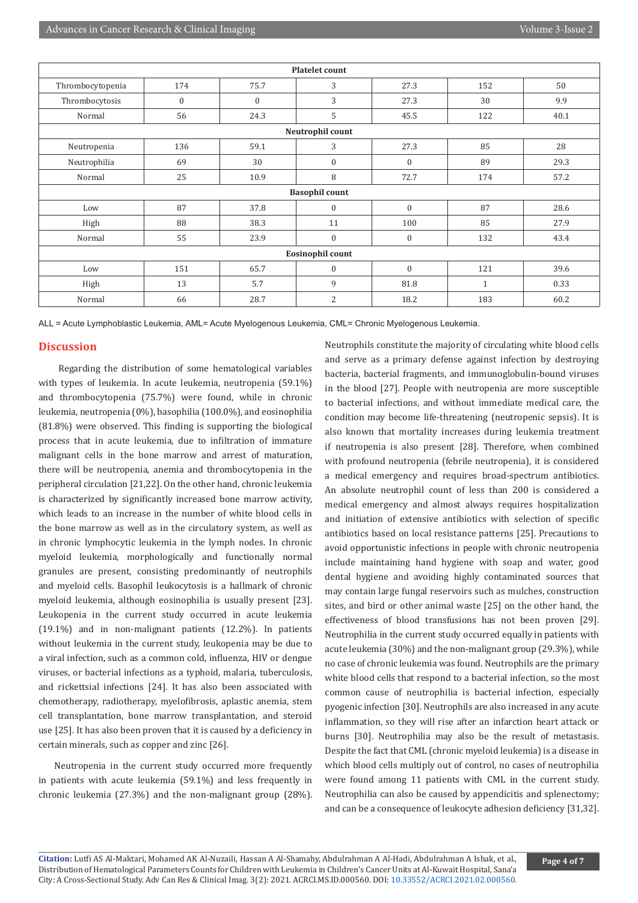| | | | | | | |
|---|---|---|---|---|---|---|
| **Platelet count** | | | | | | |
| Thrombocytopenia | 174 | 75.7 | 3 | 27.3 | 152 | 50 |
| Thrombocytosis | 0 | 0 | 3 | 27.3 | 30 | 9.9 |
| Normal | 56 | 24.3 | 5 | 45.5 | 122 | 40.1 |
| **Neutrophil count** | | | | | | |
| Neutropenia | 136 | 59.1 | 3 | 27.3 | 85 | 28 |
| Neutrophilia | 69 | 30 | 0 | 0 | 89 | 29.3 |
| Normal | 25 | 10.9 | 8 | 72.7 | 174 | 57.2 |
| **Basophil count** | | | | | | |
| Low | 87 | 37.8 | 0 | 0 | 87 | 28.6 |
| High | 88 | 38.3 | 11 | 100 | 85 | 27.9 |
| Normal | 55 | 23.9 | 0 | 0 | 132 | 43.4 |
| **Eosinophil count** | | | | | | |
| Low | 151 | 65.7 | 0 | 0 | 121 | 39.6 |
| High | 13 | 5.7 | 9 | 81.8 | 1 | 0.33 |
| Normal | 66 | 28.7 | 2 | 18.2 | 183 | 60.2 |

ALL = Acute Lymphoblastic Leukemia, AML= Acute Myelogenous Leukemia, CML= Chronic Myelogenous Leukemia.

## Discussion

Regarding the distribution of some hematological variables with types of leukemia. In acute leukemia, neutropenia (59.1%) and thrombocytopenia (75.7%) were found, while in chronic leukemia, neutropenia (0%), basophilia (100.0%), and eosinophilia (81.8%) were observed. This finding is supporting the biological process that in acute leukemia, due to infiltration of immature malignant cells in the bone marrow and arrest of maturation, there will be neutropenia, anemia and thrombocytopenia in the peripheral circulation [21,22]. On the other hand, chronic leukemia is characterized by significantly increased bone marrow activity, which leads to an increase in the number of white blood cells in the bone marrow as well as in the circulatory system, as well as in chronic lymphocytic leukemia in the lymph nodes. In chronic myeloid leukemia, morphologically and functionally normal granules are present, consisting predominantly of neutrophils and myeloid cells. Basophil leukocytosis is a hallmark of chronic myeloid leukemia, although eosinophilia is usually present [23]. Leukopenia in the current study occurred in acute leukemia (19.1%) and in non-malignant patients (12.2%). In patients without leukemia in the current study, leukopenia may be due to a viral infection, such as a common cold, influenza, HIV or dengue viruses, or bacterial infections as a typhoid, malaria, tuberculosis, and rickettsial infections [24]. It has also been associated with chemotherapy, radiotherapy, myelofibrosis, aplastic anemia, stem cell transplantation, bone marrow transplantation, and steroid use [25]. It has also been proven that it is caused by a deficiency in certain minerals, such as copper and zinc [26].

Neutropenia in the current study occurred more frequently in patients with acute leukemia (59.1%) and less frequently in chronic leukemia (27.3%) and the non-malignant group (28%). Neutrophils constitute the majority of circulating white blood cells and serve as a primary defense against infection by destroying bacteria, bacterial fragments, and immunoglobulin-bound viruses in the blood [27]. People with neutropenia are more susceptible to bacterial infections, and without immediate medical care, the condition may become life-threatening (neutropenic sepsis). It is also known that mortality increases during leukemia treatment if neutropenia is also present [28]. Therefore, when combined with profound neutropenia (febrile neutropenia), it is considered a medical emergency and requires broad-spectrum antibiotics. An absolute neutrophil count of less than 200 is considered a medical emergency and almost always requires hospitalization and initiation of extensive antibiotics with selection of specific antibiotics based on local resistance patterns [25]. Precautions to avoid opportunistic infections in people with chronic neutropenia include maintaining hand hygiene with soap and water, good dental hygiene and avoiding highly contaminated sources that may contain large fungal reservoirs such as mulches, construction sites, and bird or other animal waste [25] on the other hand, the effectiveness of blood transfusions has not been proven [29]. Neutrophilia in the current study occurred equally in patients with acute leukemia (30%) and the non-malignant group (29.3%), while no case of chronic leukemia was found. Neutrophils are the primary white blood cells that respond to a bacterial infection, so the most common cause of neutrophilia is bacterial infection, especially pyogenic infection [30]. Neutrophils are also increased in any acute inflammation, so they will rise after an infarction heart attack or burns [30]. Neutrophilia may also be the result of metastasis. Despite the fact that CML (chronic myeloid leukemia) is a disease in which blood cells multiply out of control, no cases of neutrophilia were found among 11 patients with CML in the current study. Neutrophilia can also be caused by appendicitis and splenectomy; and can be a consequence of leukocyte adhesion deficiency [31,32].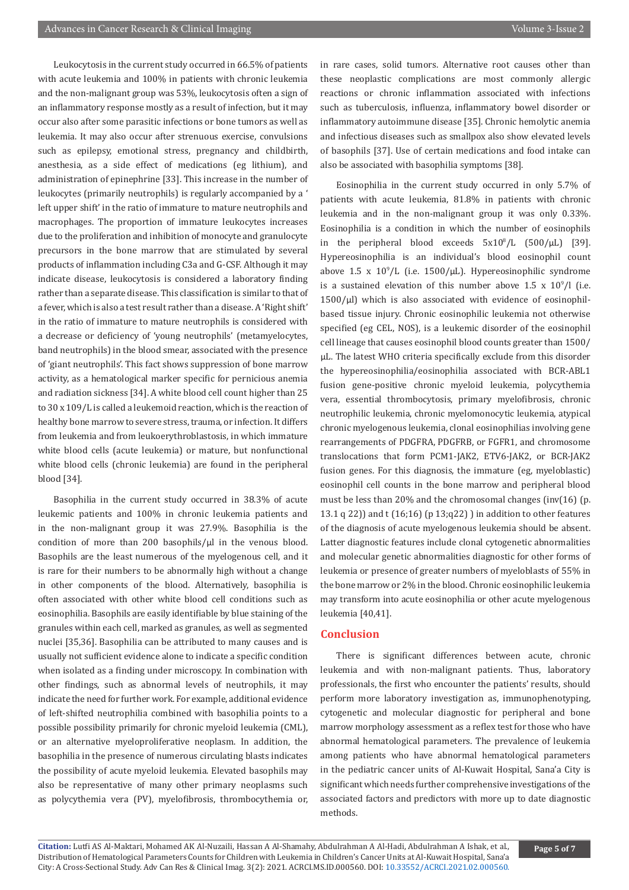Leukocytosis in the current study occurred in 66.5% of patients with acute leukemia and 100% in patients with chronic leukemia and the non-malignant group was 53%, leukocytosis often a sign of an inflammatory response mostly as a result of infection, but it may occur also after some parasitic infections or bone tumors as well as leukemia. It may also occur after strenuous exercise, convulsions such as epilepsy, emotional stress, pregnancy and childbirth, anesthesia, as a side effect of medications (eg lithium), and administration of epinephrine [33]. This increase in the number of leukocytes (primarily neutrophils) is regularly accompanied by a ' left upper shift' in the ratio of immature to mature neutrophils and macrophages. The proportion of immature leukocytes increases due to the proliferation and inhibition of monocyte and granulocyte precursors in the bone marrow that are stimulated by several products of inflammation including C3a and G-CSF. Although it may indicate disease, leukocytosis is considered a laboratory finding rather than a separate disease. This classification is similar to that of a fever, which is also a test result rather than a disease. A 'Right shift' in the ratio of immature to mature neutrophils is considered with a decrease or deficiency of 'young neutrophils' (metamyelocytes, band neutrophils) in the blood smear, associated with the presence of 'giant neutrophils'. This fact shows suppression of bone marrow activity, as a hematological marker specific for pernicious anemia and radiation sickness [34]. A white blood cell count higher than 25 to 30 x 109/L is called a leukemoid reaction, which is the reaction of healthy bone marrow to severe stress, trauma, or infection. It differs from leukemia and from leukoerythroblastosis, in which immature white blood cells (acute leukemia) or mature, but nonfunctional white blood cells (chronic leukemia) are found in the peripheral blood [34].

Basophilia in the current study occurred in 38.3% of acute leukemic patients and 100% in chronic leukemia patients and in the non-malignant group it was 27.9%. Basophilia is the condition of more than 200 basophils/μl in the venous blood. Basophils are the least numerous of the myelogenous cell, and it is rare for their numbers to be abnormally high without a change in other components of the blood. Alternatively, basophilia is often associated with other white blood cell conditions such as eosinophilia. Basophils are easily identifiable by blue staining of the granules within each cell, marked as granules, as well as segmented nuclei [35,36]. Basophilia can be attributed to many causes and is usually not sufficient evidence alone to indicate a specific condition when isolated as a finding under microscopy. In combination with other findings, such as abnormal levels of neutrophils, it may indicate the need for further work. For example, additional evidence of left-shifted neutrophilia combined with basophilia points to a possible possibility primarily for chronic myeloid leukemia (CML), or an alternative myeloproliferative neoplasm. In addition, the basophilia in the presence of numerous circulating blasts indicates the possibility of acute myeloid leukemia. Elevated basophils may also be representative of many other primary neoplasms such as polycythemia vera (PV), myelofibrosis, thrombocythemia or, in rare cases, solid tumors. Alternative root causes other than these neoplastic complications are most commonly allergic reactions or chronic inflammation associated with infections such as tuberculosis, influenza, inflammatory bowel disorder or inflammatory autoimmune disease [35]. Chronic hemolytic anemia and infectious diseases such as smallpox also show elevated levels of basophils [37]. Use of certain medications and food intake can also be associated with basophilia symptoms [38].

Eosinophilia in the current study occurred in only 5.7% of patients with acute leukemia, 81.8% in patients with chronic leukemia and in the non-malignant group it was only 0.33%. Eosinophilia is a condition in which the number of eosinophils in the peripheral blood exceeds $5x10^8$/L (500/μL) [39]. Hypereosinophilia is an individual's blood eosinophil count above 1.5 x $10^9$/L (i.e. 1500/μL). Hypereosinophilic syndrome is a sustained elevation of this number above 1.5 x $10^9$/l (i.e. 1500/μl) which is also associated with evidence of eosinophil-based tissue injury. Chronic eosinophilic leukemia not otherwise specified (eg CEL, NOS), is a leukemic disorder of the eosinophil cell lineage that causes eosinophil blood counts greater than 1500/μL. The latest WHO criteria specifically exclude from this disorder the hypereosinophilia/eosinophilia associated with BCR-ABL1 fusion gene-positive chronic myeloid leukemia, polycythemia vera, essential thrombocytosis, primary myelofibrosis, chronic neutrophilic leukemia, chronic myelomonocytic leukemia, atypical chronic myelogenous leukemia, clonal eosinophilias involving gene rearrangements of PDGFRA, PDGFRB, or FGFR1, and chromosome translocations that form PCM1-JAK2, ETV6-JAK2, or BCR-JAK2 fusion genes. For this diagnosis, the immature (eg, myeloblastic) eosinophil cell counts in the bone marrow and peripheral blood must be less than 20% and the chromosomal changes (inv(16) (p. 13.1 q 22)) and t (16;16) (p 13;q22) ) in addition to other features of the diagnosis of acute myelogenous leukemia should be absent. Latter diagnostic features include clonal cytogenetic abnormalities and molecular genetic abnormalities diagnostic for other forms of leukemia or presence of greater numbers of myeloblasts of 55% in the bone marrow or 2% in the blood. Chronic eosinophilic leukemia may transform into acute eosinophilia or other acute myelogenous leukemia [40,41].

## Conclusion

There is significant differences between acute, chronic leukemia and with non-malignant patients. Thus, laboratory professionals, the first who encounter the patients' results, should perform more laboratory investigation as, immunophenotyping, cytogenetic and molecular diagnostic for peripheral and bone marrow morphology assessment as a reflex test for those who have abnormal hematological parameters. The prevalence of leukemia among patients who have abnormal hematological parameters in the pediatric cancer units of Al-Kuwait Hospital, Sana'a City is significant which needs further comprehensive investigations of the associated factors and predictors with more up to date diagnostic methods.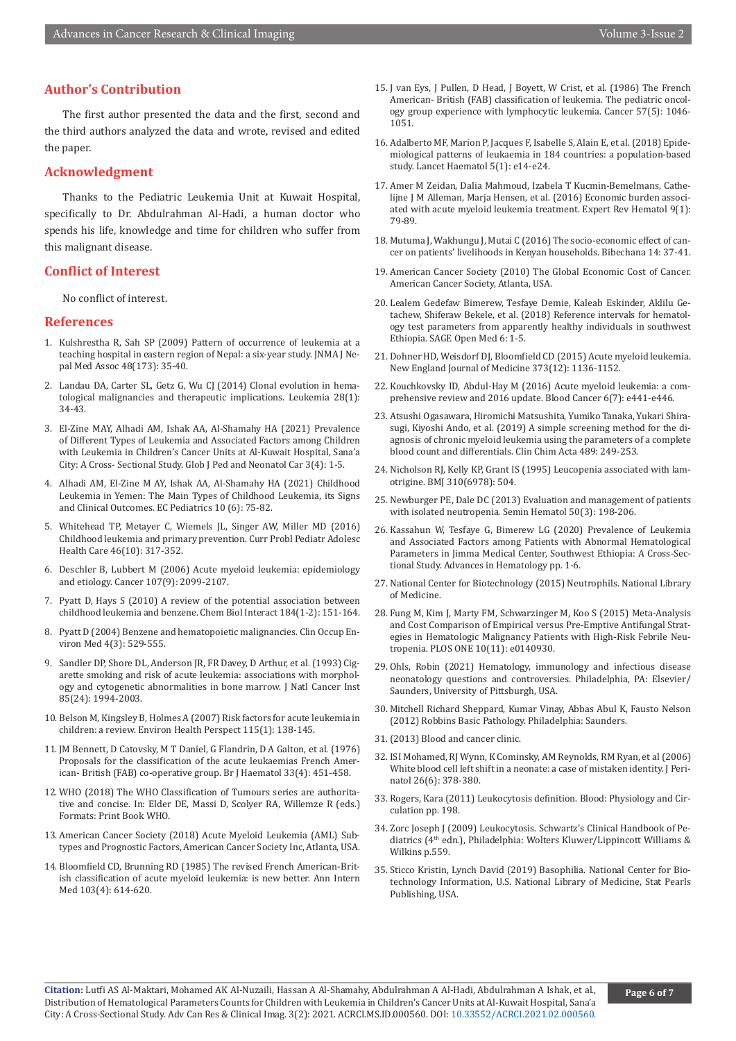## Author's Contribution

The first author presented the data and the first, second and the third authors analyzed the data and wrote, revised and edited the paper.

## Acknowledgment

Thanks to the Pediatric Leukemia Unit at Kuwait Hospital, specifically to Dr. Abdulrahman Al-Hadi, a human doctor who spends his life, knowledge and time for children who suffer from this malignant disease.

## Conflict of Interest

No conflict of interest.

## References

1. Kulshrestha R, Sah SP (2009) Pattern of occurrence of leukemia at a teaching hospital in eastern region of Nepal: a six-year study. JNMA J Nepal Med Assoc 48(173): 35-40.
2. Landau DA, Carter SL, Getz G, Wu CJ (2014) Clonal evolution in hematological malignancies and therapeutic implications. Leukemia 28(1): 34-43.
3. El-Zine MAY, Alhadi AM, Ishak AA, Al-Shamahy HA (2021) Prevalence of Different Types of Leukemia and Associated Factors among Children with Leukemia in Children's Cancer Units at Al-Kuwait Hospital, Sana'a City: A Cross- Sectional Study. Glob J Ped and Neonatol Car 3(4): 1-5.
4. Alhadi AM, El-Zine M AY, Ishak AA, Al-Shamahy HA (2021) Childhood Leukemia in Yemen: The Main Types of Childhood Leukemia, its Signs and Clinical Outcomes. EC Pediatrics 10 (6): 75-82.
5. Whitehead TP, Metayer C, Wiemels JL, Singer AW, Miller MD (2016) Childhood leukemia and primary prevention. Curr Probl Pediatr Adolesc Health Care 46(10): 317-352.
6. Deschler B, Lubbert M (2006) Acute myeloid leukemia: epidemiology and etiology. Cancer 107(9): 2099-2107.
7. Pyatt D, Hays S (2010) A review of the potential association between childhood leukemia and benzene. Chem Biol Interact 184(1-2): 151-164.
8. Pyatt D (2004) Benzene and hematopoietic malignancies. Clin Occup Environ Med 4(3): 529-555.
9. Sandler DP, Shore DL, Anderson JR, FR Davey, D Arthur, et al. (1993) Cigarette smoking and risk of acute leukemia: associations with morphology and cytogenetic abnormalities in bone marrow. J Natl Cancer Inst 85(24): 1994-2003.
10. Belson M, Kingsley B, Holmes A (2007) Risk factors for acute leukemia in children: a review. Environ Health Perspect 115(1): 138-145.
11. JM Bennett, D Catovsky, M T Daniel, G Flandrin, D A Galton, et al. (1976) Proposals for the classification of the acute leukaemias French American- British (FAB) co-operative group. Br J Haematol 33(4): 451-458.
12. WHO (2018) The WHO Classification of Tumours series are authoritative and concise. In: Elder DE, Massi D, Scolyer RA, Willemze R (eds.) Formats: Print Book WHO.
13. American Cancer Society (2018) Acute Myeloid Leukemia (AML) Subtypes and Prognostic Factors, American Cancer Society Inc, Atlanta, USA.
14. Bloomfield CD, Brunning RD (1985) The revised French American-British classification of acute myeloid leukemia: is new better. Ann Intern Med 103(4): 614-620.
15. J van Eys, J Pullen, D Head, J Boyett, W Crist, et al. (1986) The French American- British (FAB) classification of leukemia. The pediatric oncology group experience with lymphocytic leukemia. Cancer 57(5): 1046-1051.
16. Adalberto MF, Marion P, Jacques F, Isabelle S, Alain E, et al. (2018) Epidemiological patterns of leukaemia in 184 countries: a population-based study. Lancet Haematol 5(1): e14-e24.
17. Amer M Zeidan, Dalia Mahmoud, Izabela T Kucmin-Bemelmans, Cathelijne J M Alleman, Marja Hensen, et al. (2016) Economic burden associated with acute myeloid leukemia treatment. Expert Rev Hematol 9(1): 79-89.
18. Mutuma J, Wakhungu J, Mutai C (2016) The socio-economic effect of cancer on patients' livelihoods in Kenyan households. Bibechana 14: 37-41.
19. American Cancer Society (2010) The Global Economic Cost of Cancer. American Cancer Society, Atlanta, USA.
20. Lealem Gedefaw Bimerew, Tesfaye Demie, Kaleab Eskinder, Aklilu Getachew, Shiferaw Bekele, et al. (2018) Reference intervals for hematology test parameters from apparently healthy individuals in southwest Ethiopia. SAGE Open Med 6: 1-5.
21. Dohner HD, Weisdorf DJ, Bloomfield CD (2015) Acute myeloid leukemia. New England Journal of Medicine 373(12): 1136-1152.
22. Kouchkovsky ID, Abdul-Hay M (2016) Acute myeloid leukemia: a comprehensive review and 2016 update. Blood Cancer 6(7): e441-e446.
23. Atsushi Ogasawara, Hiromichi Matsushita, Yumiko Tanaka, Yukari Shirasugi, Kiyoshi Ando, et al. (2019) A simple screening method for the diagnosis of chronic myeloid leukemia using the parameters of a complete blood count and differentials. Clin Chim Acta 489: 249-253.
24. Nicholson RJ, Kelly KP, Grant IS (1995) Leucopenia associated with lamotrigine. BMJ 310(6978): 504.
25. Newburger PE, Dale DC (2013) Evaluation and management of patients with isolated neutropenia. Semin Hematol 50(3): 198-206.
26. Kassahun W, Tesfaye G, Bimerew LG (2020) Prevalence of Leukemia and Associated Factors among Patients with Abnormal Hematological Parameters in Jimma Medical Center, Southwest Ethiopia: A Cross-Sectional Study. Advances in Hematology pp. 1-6.
27. National Center for Biotechnology (2015) Neutrophils. National Library of Medicine.
28. Fung M, Kim J, Marty FM, Schwarzinger M, Koo S (2015) Meta-Analysis and Cost Comparison of Empirical versus Pre-Emptive Antifungal Strategies in Hematologic Malignancy Patients with High-Risk Febrile Neutropenia. PLOS ONE 10(11): e0140930.
29. Ohls, Robin (2021) Hematology, immunology and infectious disease neonatology questions and controversies. Philadelphia, PA: Elsevier/Saunders, University of Pittsburgh, USA.
30. Mitchell Richard Sheppard, Kumar Vinay, Abbas Abul K, Fausto Nelson (2012) Robbins Basic Pathology. Philadelphia: Saunders.
31. (2013) Blood and cancer clinic.
32. ISI Mohamed, RJ Wynn, K Cominsky, AM Reynolds, RM Ryan, et al (2006) White blood cell left shift in a neonate: a case of mistaken identity. J Perinatol 26(6): 378-380.
33. Rogers, Kara (2011) Leukocytosis definition. Blood: Physiology and Circulation pp. 198.
34. Zorc Joseph J (2009) Leukocytosis. Schwartz's Clinical Handbook of Pediatrics (4th edn.), Philadelphia: Wolters Kluwer/Lippincott Williams & Wilkins p.559.
35. Sticco Kristin, Lynch David (2019) Basophilia. National Center for Biotechnology Information, U.S. National Library of Medicine, Stat Pearls Publishing, USA.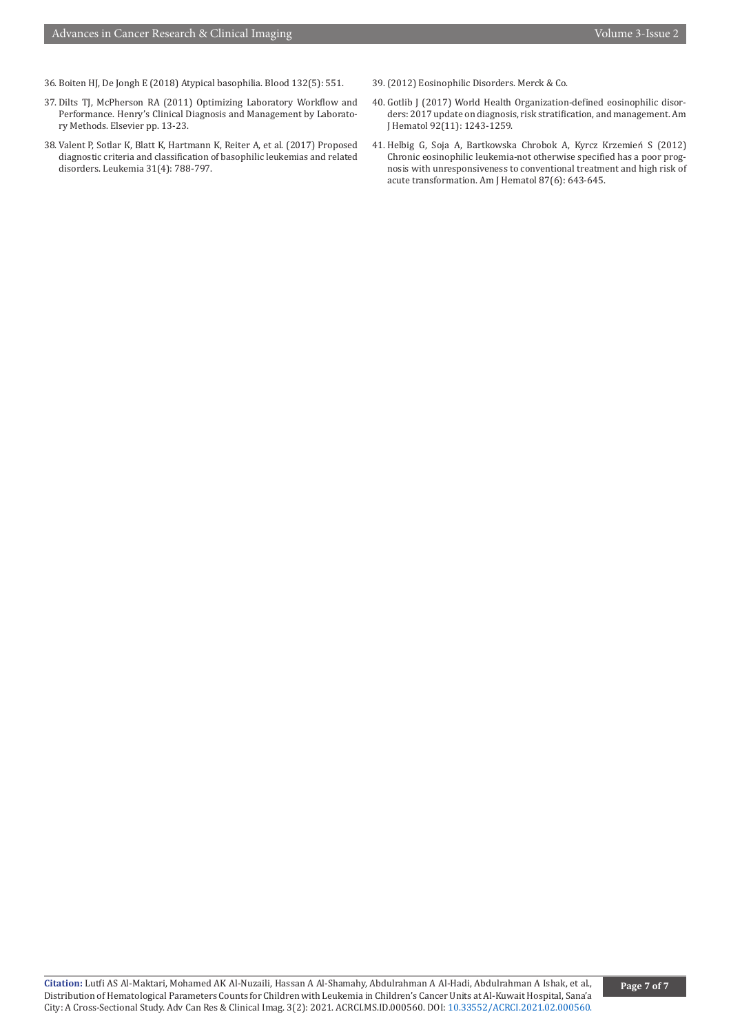36. Boiten HJ, De Jongh E (2018) Atypical basophilia. Blood 132(5): 551.

37. Dilts TJ, McPherson RA (2011) Optimizing Laboratory Workflow and Performance. Henry's Clinical Diagnosis and Management by Laboratory Methods. Elsevier pp. 13-23.

38. Valent P, Sotlar K, Blatt K, Hartmann K, Reiter A, et al. (2017) Proposed diagnostic criteria and classification of basophilic leukemias and related disorders. Leukemia 31(4): 788-797.

39. (2012) Eosinophilic Disorders. Merck & Co.

40. Gotlib J (2017) World Health Organization-defined eosinophilic disorders: 2017 update on diagnosis, risk stratification, and management. Am J Hematol 92(11): 1243-1259.

41. Helbig G, Soja A, Bartkowska Chrobok A, Kyrcz Krzemień S (2012) Chronic eosinophilic leukemia-not otherwise specified has a poor prognosis with unresponsiveness to conventional treatment and high risk of acute transformation. Am J Hematol 87(6): 643-645.

**Citation:** Lutfi AS Al-Maktari, Mohamed AK Al-Nuzaili, Hassan A Al-Shamahy, Abdulrahman A Al-Hadi, Abdulrahman A Ishak, et al., Distribution of Hematological Parameters Counts for Children with Leukemia in Children's Cancer Units at Al-Kuwait Hospital, Sana'a City: A Cross-Sectional Study. Adv Can Res & Clinical Imag. 3(2): 2021. ACRCI.MS.ID.000560. DOI: 10.33552/ACRCI.2021.02.000560.